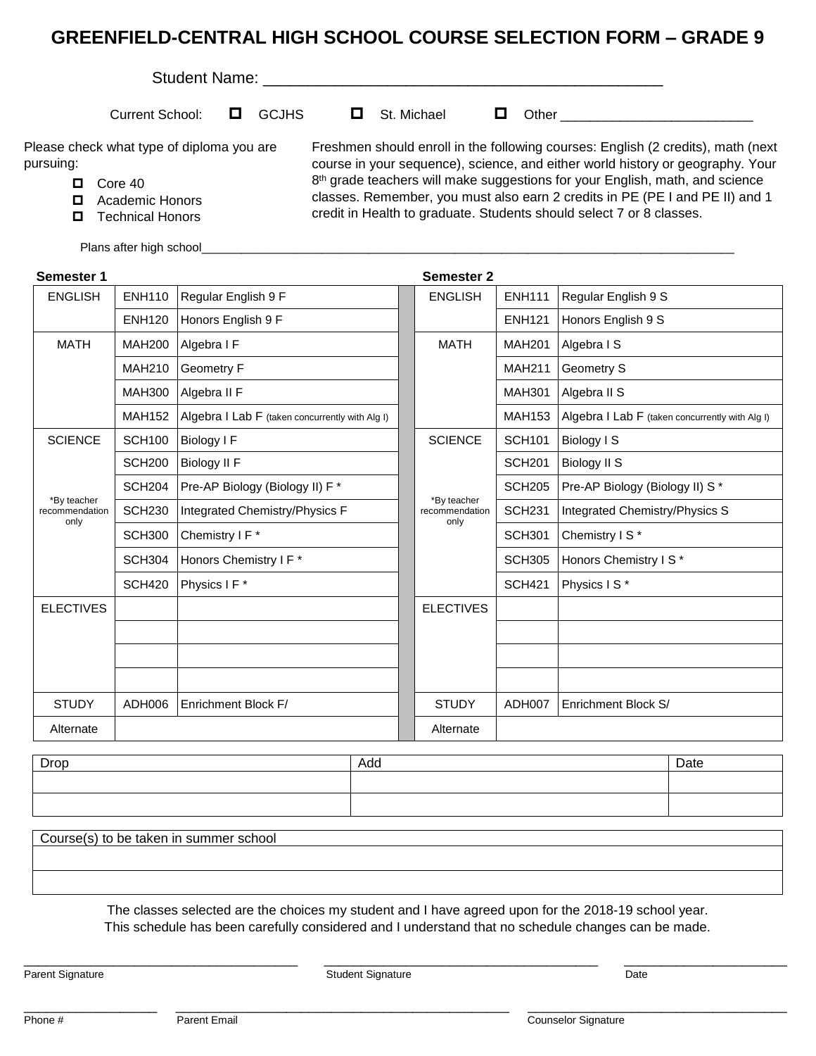# GREENFIELD-CENTRAL HIGH SCHOOL COURSE SELECTION FORM – GRADE 9

Student Name: ____________________________________________

Current School: ☐ GCJHS ☐ St. Michael ☐ Other _________________________

Please check what type of diploma you are pursuing:

- ☐ Core 40
- ☐ Academic Honors
- ☐ Technical Honors

Freshmen should enroll in the following courses: English (2 credits), math (next course in your sequence), science, and either world history or geography. Your 8th grade teachers will make suggestions for your English, math, and science classes. Remember, you must also earn 2 credits in PE (PE I and PE II) and 1 credit in Health to graduate. Students should select 7 or 8 classes.

Plans after high school______________________________________________________________________________

| Semester 1 | | | | Semester 2 | | |
|---|---|---|---|---|---|---|
| ENGLISH | ENH110 | Regular English 9 F | | ENGLISH | ENH111 | Regular English 9 S |
| | ENH120 | Honors English 9 F | | | ENH121 | Honors English 9 S |
| MATH | MAH200 | Algebra I F | | MATH | MAH201 | Algebra I S |
| | MAH210 | Geometry F | | | MAH211 | Geometry S |
| | MAH300 | Algebra II F | | | MAH301 | Algebra II S |
| | MAH152 | Algebra I Lab F (taken concurrently with Alg I) | | | MAH153 | Algebra I Lab F (taken concurrently with Alg I) |
| SCIENCE | SCH100 | Biology I F | | SCIENCE | SCH101 | Biology I S |
| | SCH200 | Biology II F | | | SCH201 | Biology II S |
| | SCH204 | Pre-AP Biology (Biology II) F * | | | SCH205 | Pre-AP Biology (Biology II) S * |
| *By teacher recommendation only | SCH230 | Integrated Chemistry/Physics F | | *By teacher recommendation only | SCH231 | Integrated Chemistry/Physics S |
| | SCH300 | Chemistry I F * | | | SCH301 | Chemistry I S * |
| | SCH304 | Honors Chemistry I F * | | | SCH305 | Honors Chemistry I S * |
| | SCH420 | Physics I F * | | | SCH421 | Physics I S * |
| ELECTIVES | | | | ELECTIVES | | |
| | | | | | | |
| | | | | | | |
| | | | | | | |
| STUDY | ADH006 | Enrichment Block F/ | | STUDY | ADH007 | Enrichment Block S/ |
| Alternate | | | | Alternate | | |

| Drop | Add | Date |
|---|---|---|
| | | |
| | | |

| Course(s) to be taken in summer school |
|---|
| |
| |

The classes selected are the choices my student and I have agreed upon for the 2018-19 school year.
This schedule has been carefully considered and I understand that no schedule changes can be made.

_______________________________ Parent Signature

_______________________________ Student Signature

_______________________________ Date

_______________________________ Phone #

_______________________________ Parent Email

_______________________________ Counselor Signature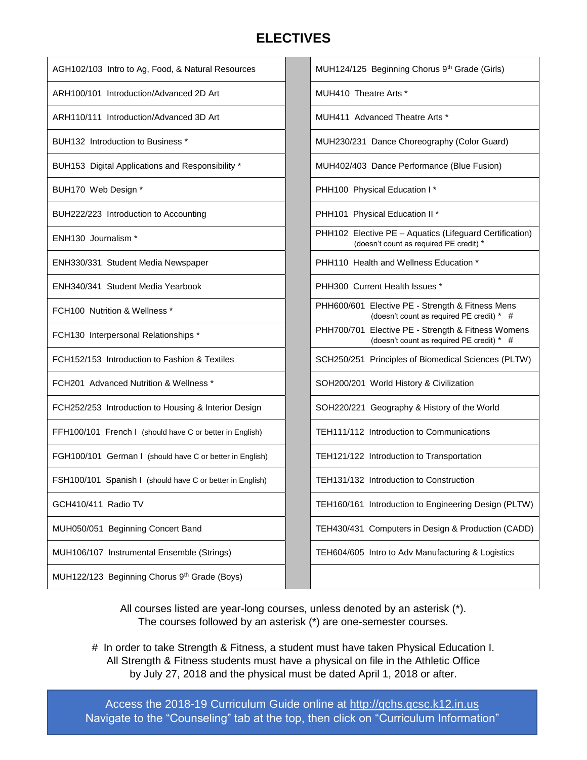# ELECTIVES

| | |
|---|---|
| AGH102/103 Intro to Ag, Food, & Natural Resources | MUH124/125 Beginning Chorus 9th Grade (Girls) |
| ARH100/101 Introduction/Advanced 2D Art | MUH410 Theatre Arts * |
| ARH110/111 Introduction/Advanced 3D Art | MUH411 Advanced Theatre Arts * |
| BUH132 Introduction to Business * | MUH230/231 Dance Choreography (Color Guard) |
| BUH153 Digital Applications and Responsibility * | MUH402/403 Dance Performance (Blue Fusion) |
| BUH170 Web Design * | PHH100 Physical Education I * |
| BUH222/223 Introduction to Accounting | PHH101 Physical Education II * |
| ENH130 Journalism * | PHH102 Elective PE – Aquatics (Lifeguard Certification) (doesn't count as required PE credit) * |
| ENH330/331 Student Media Newspaper | PHH110 Health and Wellness Education * |
| ENH340/341 Student Media Yearbook | PHH300 Current Health Issues * |
| FCH100 Nutrition & Wellness * | PHH600/601 Elective PE - Strength & Fitness Mens (doesn't count as required PE credit) * # |
| FCH130 Interpersonal Relationships * | PHH700/701 Elective PE - Strength & Fitness Womens (doesn't count as required PE credit) * # |
| FCH152/153 Introduction to Fashion & Textiles | SCH250/251 Principles of Biomedical Sciences (PLTW) |
| FCH201 Advanced Nutrition & Wellness * | SOH200/201 World History & Civilization |
| FCH252/253 Introduction to Housing & Interior Design | SOH220/221 Geography & History of the World |
| FFH100/101 French I (should have C or better in English) | TEH111/112 Introduction to Communications |
| FGH100/101 German I (should have C or better in English) | TEH121/122 Introduction to Transportation |
| FSH100/101 Spanish I (should have C or better in English) | TEH131/132 Introduction to Construction |
| GCH410/411 Radio TV | TEH160/161 Introduction to Engineering Design (PLTW) |
| MUH050/051 Beginning Concert Band | TEH430/431 Computers in Design & Production (CADD) |
| MUH106/107 Instrumental Ensemble (Strings) | TEH604/605 Intro to Adv Manufacturing & Logistics |
| MUH122/123 Beginning Chorus 9th Grade (Boys) | |

All courses listed are year-long courses, unless denoted by an asterisk (*).
The courses followed by an asterisk (*) are one-semester courses.

# In order to take Strength & Fitness, a student must have taken Physical Education I.
All Strength & Fitness students must have a physical on file in the Athletic Office by July 27, 2018 and the physical must be dated April 1, 2018 or after.

Access the 2018-19 Curriculum Guide online at http://gchs.gcsc.k12.in.us
Navigate to the "Counseling" tab at the top, then click on "Curriculum Information"